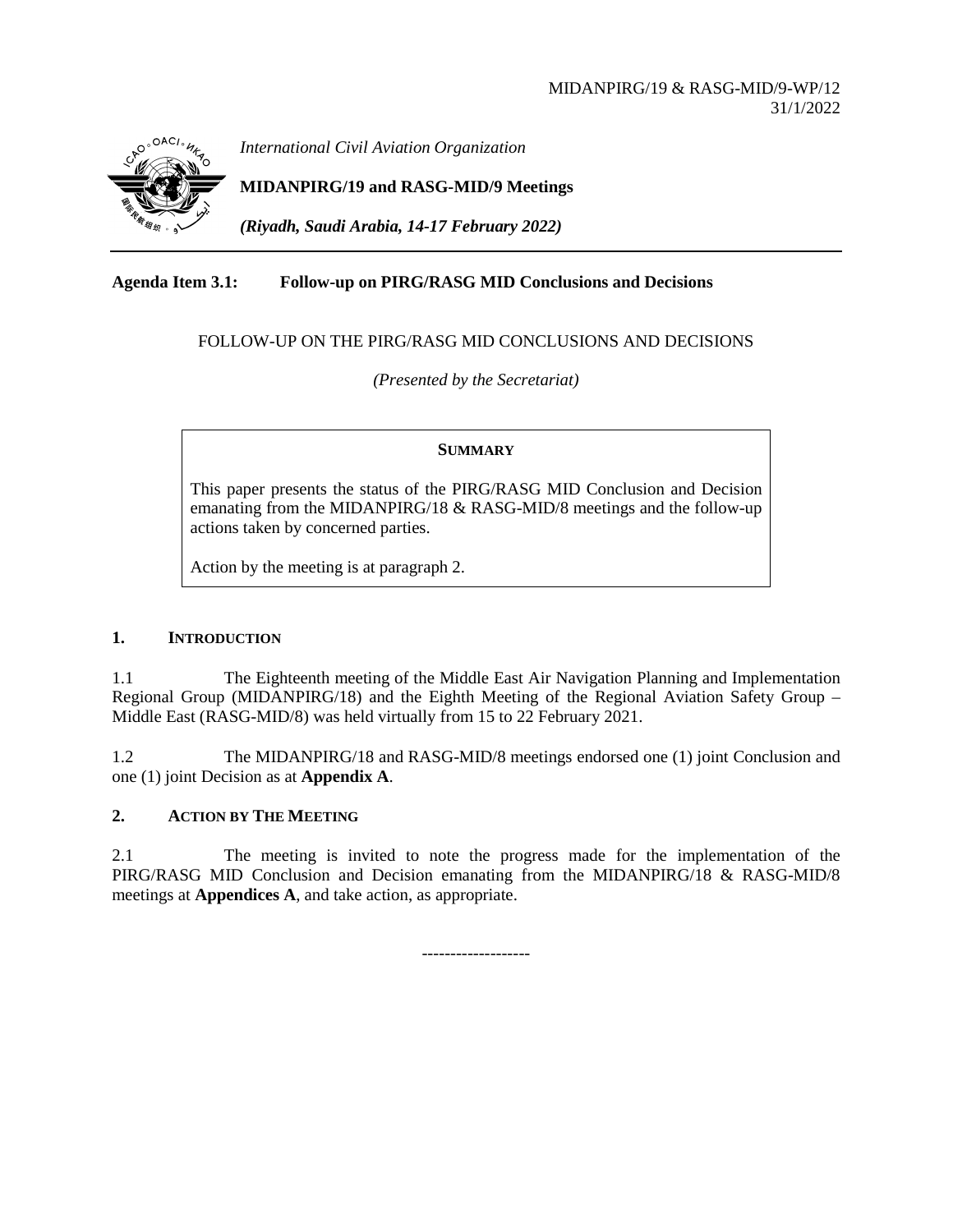MIDANPIRG/19 & RASG-MID/9-WP/12
31/1/2022

*International Civil Aviation Organization*

**MIDANPIRG/19 and RASG-MID/9 Meetings**

***(Riyadh, Saudi Arabia, 14-17 February 2022)***

---

**Agenda Item 3.1: Follow-up on PIRG/RASG MID Conclusions and Decisions**

FOLLOW-UP ON THE PIRG/RASG MID CONCLUSIONS AND DECISIONS

*(Presented by the Secretariat)*

> **SUMMARY**
>
> This paper presents the status of the PIRG/RASG MID Conclusion and Decision emanating from the MIDANPIRG/18 & RASG-MID/8 meetings and the follow-up actions taken by concerned parties.
>
> Action by the meeting is at paragraph 2.

## 1. INTRODUCTION

1.1 The Eighteenth meeting of the Middle East Air Navigation Planning and Implementation Regional Group (MIDANPIRG/18) and the Eighth Meeting of the Regional Aviation Safety Group – Middle East (RASG-MID/8) was held virtually from 15 to 22 February 2021.

1.2 The MIDANPIRG/18 and RASG-MID/8 meetings endorsed one (1) joint Conclusion and one (1) joint Decision as at **Appendix A**.

## 2. ACTION BY THE MEETING

2.1 The meeting is invited to note the progress made for the implementation of the PIRG/RASG MID Conclusion and Decision emanating from the MIDANPIRG/18 & RASG-MID/8 meetings at **Appendices A**, and take action, as appropriate.

-------------------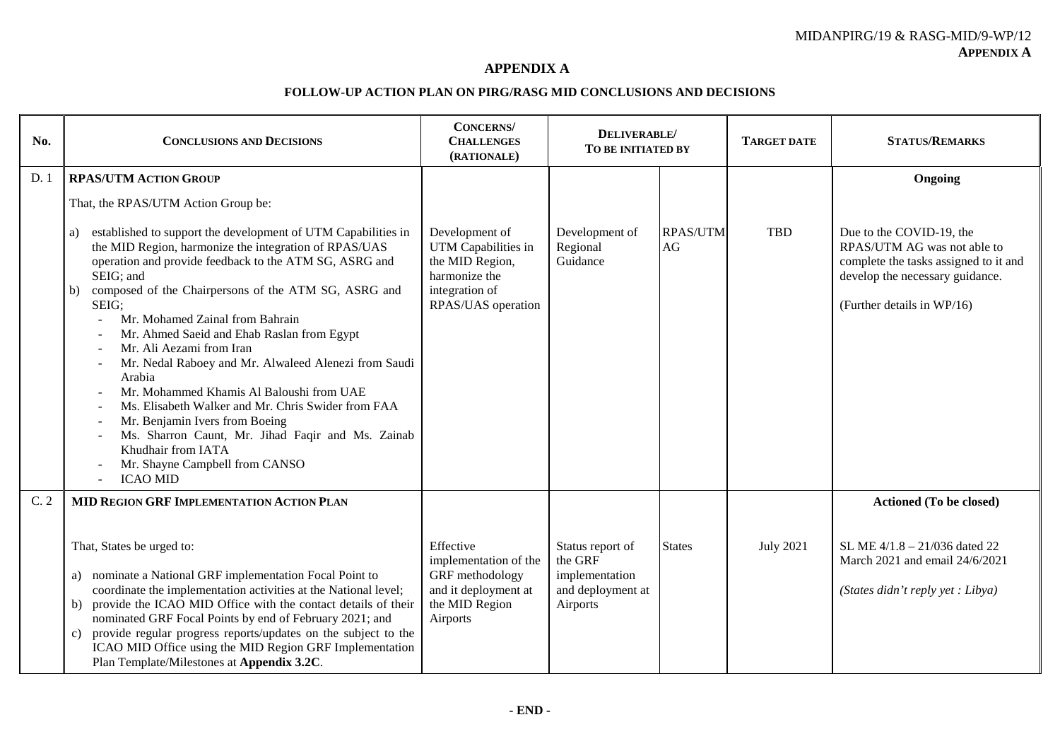## APPENDIX A

### FOLLOW-UP ACTION PLAN ON PIRG/RASG MID CONCLUSIONS AND DECISIONS

| No. | Conclusions and Decisions | Concerns/ Challenges (Rationale) | Deliverable/ To be initiated by | | Target date | Status/Remarks |
|---|---|---|---|---|---|---|
| D. 1 | **RPAS/UTM ACTION GROUP**<br><br>That, the RPAS/UTM Action Group be:<br><br>a) established to support the development of UTM Capabilities in the MID Region, harmonize the integration of RPAS/UAS operation and provide feedback to the ATM SG, ASRG and SEIG; and<br>b) composed of the Chairpersons of the ATM SG, ASRG and SEIG;<br>- Mr. Mohamed Zainal from Bahrain<br>- Mr. Ahmed Saeid and Ehab Raslan from Egypt<br>- Mr. Ali Aezami from Iran<br>- Mr. Nedal Raboey and Mr. Alwaleed Alenezi from Saudi Arabia<br>- Mr. Mohammed Khamis Al Baloushi from UAE<br>- Ms. Elisabeth Walker and Mr. Chris Swider from FAA<br>- Mr. Benjamin Ivers from Boeing<br>- Ms. Sharron Caunt, Mr. Jihad Faqir and Ms. Zainab Khudhair from IATA<br>- Mr. Shayne Campbell from CANSO<br>- ICAO MID | Development of UTM Capabilities in the MID Region, harmonize the integration of RPAS/UAS operation | Development of Regional Guidance | RPAS/UTM AG | TBD | **Ongoing**<br><br>Due to the COVID-19, the RPAS/UTM AG was not able to complete the tasks assigned to it and develop the necessary guidance.<br><br>(Further details in WP/16) |
| C. 2 | **MID REGION GRF IMPLEMENTATION ACTION PLAN**<br><br>That, States be urged to:<br><br>a) nominate a National GRF implementation Focal Point to coordinate the implementation activities at the National level;<br>b) provide the ICAO MID Office with the contact details of their nominated GRF Focal Points by end of February 2021; and<br>c) provide regular progress reports/updates on the subject to the ICAO MID Office using the MID Region GRF Implementation Plan Template/Milestones at **Appendix 3.2C**. | Effective implementation of the GRF methodology and it deployment at the MID Region Airports | Status report of the GRF implementation and deployment at Airports | States | July 2021 | **Actioned (To be closed)**<br><br>SL ME 4/1.8 – 21/036 dated 22 March 2021 and email 24/6/2021<br><br>*(States didn't reply yet : Libya)* |

**- END -**